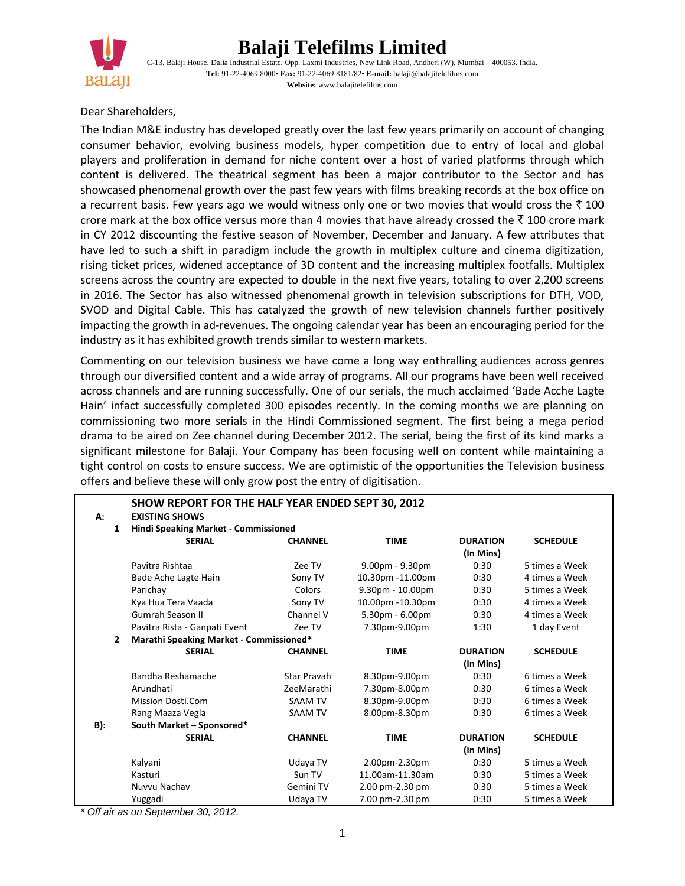# Balaji Telefilms Limited

C-13, Balaji House, Dalia Industrial Estate, Opp. Laxmi Industries, New Link Road, Andheri (W), Mumbai – 400053. India.
**Tel:** 91-22-4069 8000• **Fax:** 91-22-4069 8181/82• **E-mail:** balaji@balajitelefilms.com
**Website:** www.balajitelefilms.com

Dear Shareholders,

The Indian M&E industry has developed greatly over the last few years primarily on account of changing consumer behavior, evolving business models, hyper competition due to entry of local and global players and proliferation in demand for niche content over a host of varied platforms through which content is delivered. The theatrical segment has been a major contributor to the Sector and has showcased phenomenal growth over the past few years with films breaking records at the box office on a recurrent basis. Few years ago we would witness only one or two movies that would cross the ₹ 100 crore mark at the box office versus more than 4 movies that have already crossed the ₹ 100 crore mark in CY 2012 discounting the festive season of November, December and January. A few attributes that have led to such a shift in paradigm include the growth in multiplex culture and cinema digitization, rising ticket prices, widened acceptance of 3D content and the increasing multiplex footfalls. Multiplex screens across the country are expected to double in the next five years, totaling to over 2,200 screens in 2016. The Sector has also witnessed phenomenal growth in television subscriptions for DTH, VOD, SVOD and Digital Cable. This has catalyzed the growth of new television channels further positively impacting the growth in ad-revenues. The ongoing calendar year has been an encouraging period for the industry as it has exhibited growth trends similar to western markets.

Commenting on our television business we have come a long way enthralling audiences across genres through our diversified content and a wide array of programs. All our programs have been well received across channels and are running successfully. One of our serials, the much acclaimed 'Bade Acche Lagte Hain' infact successfully completed 300 episodes recently. In the coming months we are planning on commissioning two more serials in the Hindi Commissioned segment. The first being a mega period drama to be aired on Zee channel during December 2012. The serial, being the first of its kind marks a significant milestone for Balaji. Your Company has been focusing well on content while maintaining a tight control on costs to ensure success. We are optimistic of the opportunities the Television business offers and believe these will only grow post the entry of digitisation.

**SHOW REPORT FOR THE HALF YEAR ENDED SEPT 30, 2012**

| | | | | | | |
|---|---|---|---|---|---|---|
| **A:** | | **EXISTING SHOWS** | | | | |
| | **1** | **Hindi Speaking Market - Commissioned** | | | | |
| | | **SERIAL** | **CHANNEL** | **TIME** | **DURATION (In Mins)** | **SCHEDULE** |
| | | Pavitra Rishtaa | Zee TV | 9.00pm - 9.30pm | 0:30 | 5 times a Week |
| | | Bade Ache Lagte Hain | Sony TV | 10.30pm -11.00pm | 0:30 | 4 times a Week |
| | | Parichay | Colors | 9.30pm - 10.00pm | 0:30 | 5 times a Week |
| | | Kya Hua Tera Vaada | Sony TV | 10.00pm -10.30pm | 0:30 | 4 times a Week |
| | | Gumrah Season II | Channel V | 5.30pm - 6.00pm | 0:30 | 4 times a Week |
| | | Pavitra Rista - Ganpati Event | Zee TV | 7.30pm-9.00pm | 1:30 | 1 day Event |
| | **2** | **Marathi Speaking Market - Commissioned*** | | | | |
| | | **SERIAL** | **CHANNEL** | **TIME** | **DURATION (In Mins)** | **SCHEDULE** |
| | | Bandha Reshamache | Star Pravah | 8.30pm-9.00pm | 0:30 | 6 times a Week |
| | | Arundhati | ZeeMarathi | 7.30pm-8.00pm | 0:30 | 6 times a Week |
| | | Mission Dosti.Com | SAAM TV | 8.30pm-9.00pm | 0:30 | 6 times a Week |
| | | Rang Maaza Vegla | SAAM TV | 8.00pm-8.30pm | 0:30 | 6 times a Week |
| **B):** | | **South Market – Sponsored*** | | | | |
| | | **SERIAL** | **CHANNEL** | **TIME** | **DURATION (In Mins)** | **SCHEDULE** |
| | | Kalyani | Udaya TV | 2.00pm-2.30pm | 0:30 | 5 times a Week |
| | | Kasturi | Sun TV | 11.00am-11.30am | 0:30 | 5 times a Week |
| | | Nuvvu Nachav | Gemini TV | 2.00 pm-2.30 pm | 0:30 | 5 times a Week |
| | | Yuggadi | Udaya TV | 7.00 pm-7.30 pm | 0:30 | 5 times a Week |

*\* Off air as on September 30, 2012.*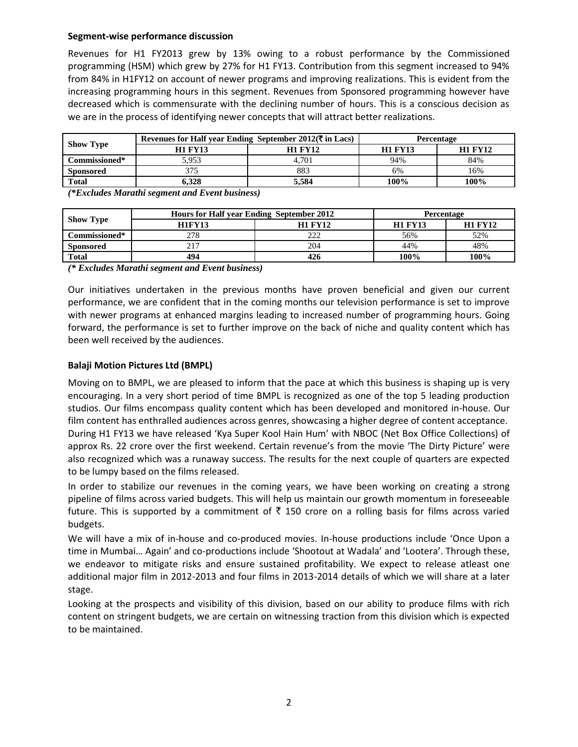## Segment-wise performance discussion

Revenues for H1 FY2013 grew by 13% owing to a robust performance by the Commissioned programming (HSM) which grew by 27% for H1 FY13. Contribution from this segment increased to 94% from 84% in H1FY12 on account of newer programs and improving realizations. This is evident from the increasing programming hours in this segment. Revenues from Sponsored programming however have decreased which is commensurate with the declining number of hours. This is a conscious decision as we are in the process of identifying newer concepts that will attract better realizations.

| Show Type | Revenues for Half year Ending September 2012(₹ in Lacs) | | Percentage | |
|---|---|---|---|---|
| | H1 FY13 | H1 FY12 | H1 FY13 | H1 FY12 |
| Commissioned* | 5,953 | 4,701 | 94% | 84% |
| Sponsored | 375 | 883 | 6% | 16% |
| Total | 6,328 | 5,584 | 100% | 100% |

*(\*Excludes Marathi segment and Event business)*

| Show Type | Hours for Half year Ending September 2012 | | Percentage | |
|---|---|---|---|---|
| | H1FY13 | H1 FY12 | H1 FY13 | H1 FY12 |
| Commissioned* | 278 | 222 | 56% | 52% |
| Sponsored | 217 | 204 | 44% | 48% |
| Total | 494 | 426 | 100% | 100% |

*(\* Excludes Marathi segment and Event business)*

Our initiatives undertaken in the previous months have proven beneficial and given our current performance, we are confident that in the coming months our television performance is set to improve with newer programs at enhanced margins leading to increased number of programming hours. Going forward, the performance is set to further improve on the back of niche and quality content which has been well received by the audiences.

## Balaji Motion Pictures Ltd (BMPL)

Moving on to BMPL, we are pleased to inform that the pace at which this business is shaping up is very encouraging. In a very short period of time BMPL is recognized as one of the top 5 leading production studios. Our films encompass quality content which has been developed and monitored in-house. Our film content has enthralled audiences across genres, showcasing a higher degree of content acceptance.

During H1 FY13 we have released 'Kya Super Kool Hain Hum' with NBOC (Net Box Office Collections) of approx Rs. 22 crore over the first weekend. Certain revenue's from the movie 'The Dirty Picture' were also recognized which was a runaway success. The results for the next couple of quarters are expected to be lumpy based on the films released.

In order to stabilize our revenues in the coming years, we have been working on creating a strong pipeline of films across varied budgets. This will help us maintain our growth momentum in foreseeable future. This is supported by a commitment of ₹ 150 crore on a rolling basis for films across varied budgets.

We will have a mix of in-house and co-produced movies. In-house productions include 'Once Upon a time in Mumbai… Again' and co-productions include 'Shootout at Wadala' and 'Lootera'. Through these, we endeavor to mitigate risks and ensure sustained profitability. We expect to release atleast one additional major film in 2012-2013 and four films in 2013-2014 details of which we will share at a later stage.

Looking at the prospects and visibility of this division, based on our ability to produce films with rich content on stringent budgets, we are certain on witnessing traction from this division which is expected to be maintained.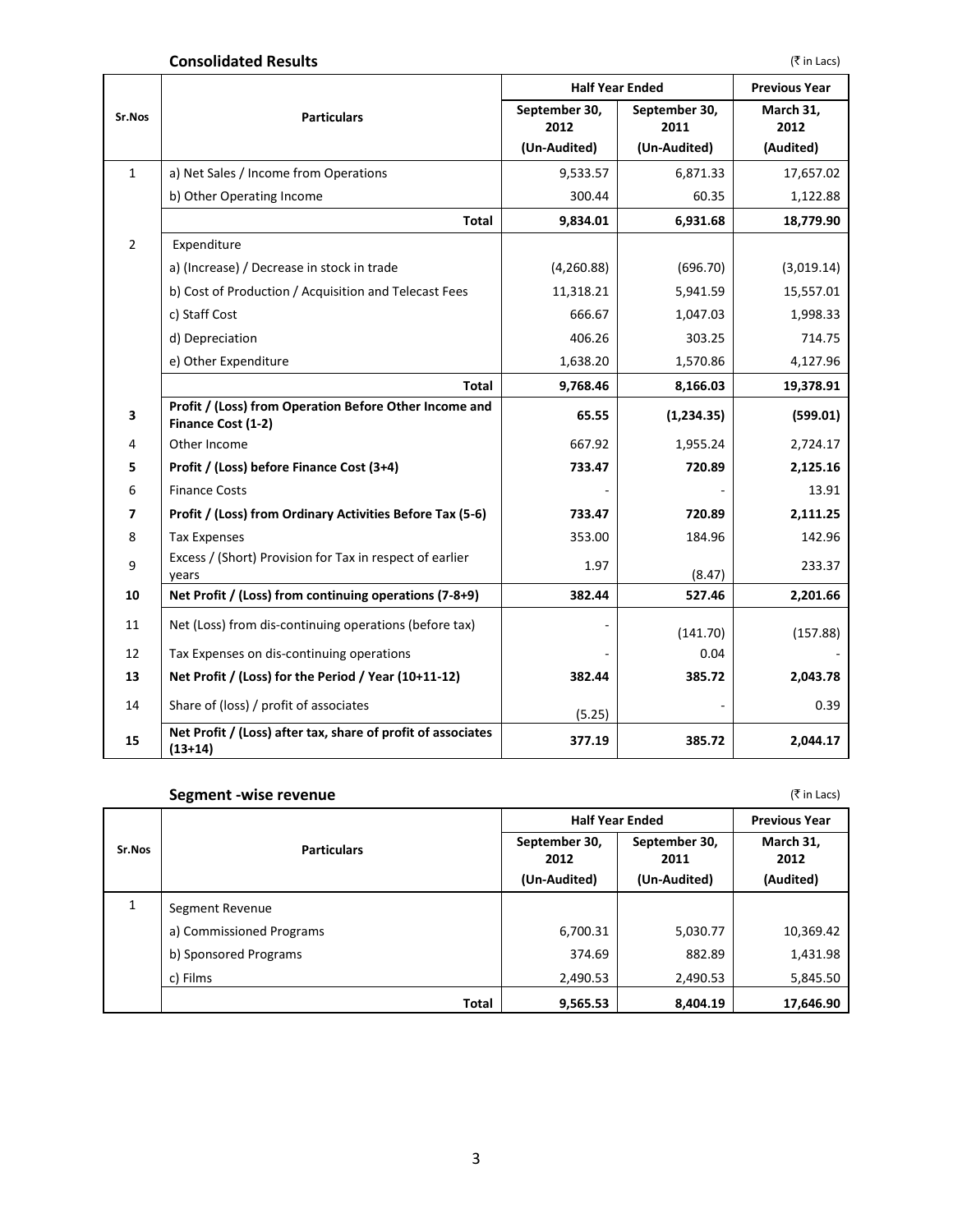## Consolidated Results

(₹ in Lacs)

| Sr.Nos | Particulars | Half Year Ended | | Previous Year |
|---|---|---|---|---|
| | | September 30, 2012 | September 30, 2011 | March 31, 2012 |
| | | (Un-Audited) | (Un-Audited) | (Audited) |
| 1 | a) Net Sales / Income from Operations | 9,533.57 | 6,871.33 | 17,657.02 |
| | b) Other Operating Income | 300.44 | 60.35 | 1,122.88 |
| | **Total** | **9,834.01** | **6,931.68** | **18,779.90** |
| 2 | Expenditure | | | |
| | a) (Increase) / Decrease in stock in trade | (4,260.88) | (696.70) | (3,019.14) |
| | b) Cost of Production / Acquisition and Telecast Fees | 11,318.21 | 5,941.59 | 15,557.01 |
| | c) Staff Cost | 666.67 | 1,047.03 | 1,998.33 |
| | d) Depreciation | 406.26 | 303.25 | 714.75 |
| | e) Other Expenditure | 1,638.20 | 1,570.86 | 4,127.96 |
| | **Total** | **9,768.46** | **8,166.03** | **19,378.91** |
| **3** | **Profit / (Loss) from Operation Before Other Income and Finance Cost (1-2)** | **65.55** | **(1,234.35)** | **(599.01)** |
| 4 | Other Income | 667.92 | 1,955.24 | 2,724.17 |
| **5** | **Profit / (Loss) before Finance Cost (3+4)** | **733.47** | **720.89** | **2,125.16** |
| 6 | Finance Costs | - | - | 13.91 |
| **7** | **Profit / (Loss) from Ordinary Activities Before Tax (5-6)** | **733.47** | **720.89** | **2,111.25** |
| 8 | Tax Expenses | 353.00 | 184.96 | 142.96 |
| 9 | Excess / (Short) Provision for Tax in respect of earlier years | 1.97 | (8.47) | 233.37 |
| **10** | **Net Profit / (Loss) from continuing operations (7-8+9)** | **382.44** | **527.46** | **2,201.66** |
| 11 | Net (Loss) from dis-continuing operations (before tax) | - | (141.70) | (157.88) |
| 12 | Tax Expenses on dis-continuing operations | - | 0.04 | - |
| **13** | **Net Profit / (Loss) for the Period / Year (10+11-12)** | **382.44** | **385.72** | **2,043.78** |
| 14 | Share of (loss) / profit of associates | (5.25) | - | 0.39 |
| **15** | **Net Profit / (Loss) after tax, share of profit of associates (13+14)** | **377.19** | **385.72** | **2,044.17** |

## Segment -wise revenue

(₹ in Lacs)

| Sr.Nos | Particulars | Half Year Ended | | Previous Year |
|---|---|---|---|---|
| | | September 30, 2012 | September 30, 2011 | March 31, 2012 |
| | | (Un-Audited) | (Un-Audited) | (Audited) |
| 1 | Segment Revenue | | | |
| | a) Commissioned Programs | 6,700.31 | 5,030.77 | 10,369.42 |
| | b) Sponsored Programs | 374.69 | 882.89 | 1,431.98 |
| | c) Films | 2,490.53 | 2,490.53 | 5,845.50 |
| | **Total** | **9,565.53** | **8,404.19** | **17,646.90** |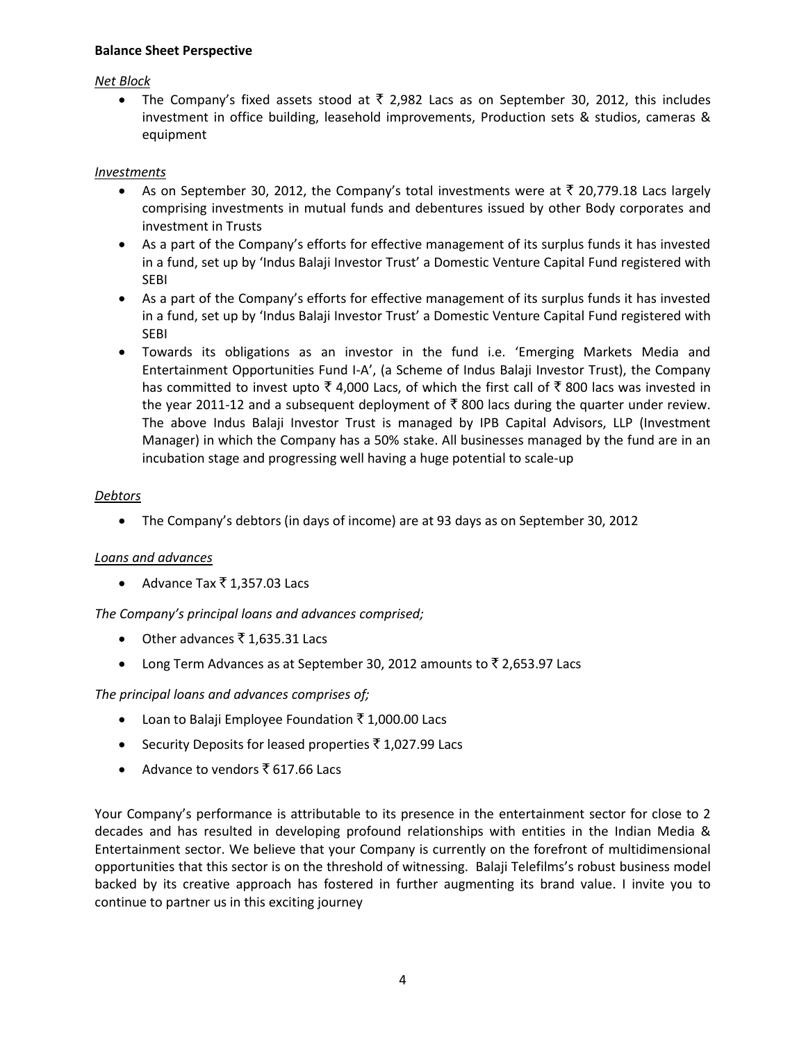**Balance Sheet Perspective**

*Net Block*

- The Company's fixed assets stood at ₹ 2,982 Lacs as on September 30, 2012, this includes investment in office building, leasehold improvements, Production sets & studios, cameras & equipment

*Investments*

- As on September 30, 2012, the Company's total investments were at ₹ 20,779.18 Lacs largely comprising investments in mutual funds and debentures issued by other Body corporates and investment in Trusts
- As a part of the Company's efforts for effective management of its surplus funds it has invested in a fund, set up by 'Indus Balaji Investor Trust' a Domestic Venture Capital Fund registered with SEBI
- As a part of the Company's efforts for effective management of its surplus funds it has invested in a fund, set up by 'Indus Balaji Investor Trust' a Domestic Venture Capital Fund registered with SEBI
- Towards its obligations as an investor in the fund i.e. 'Emerging Markets Media and Entertainment Opportunities Fund I-A', (a Scheme of Indus Balaji Investor Trust), the Company has committed to invest upto ₹ 4,000 Lacs, of which the first call of ₹ 800 lacs was invested in the year 2011-12 and a subsequent deployment of ₹ 800 lacs during the quarter under review. The above Indus Balaji Investor Trust is managed by IPB Capital Advisors, LLP (Investment Manager) in which the Company has a 50% stake. All businesses managed by the fund are in an incubation stage and progressing well having a huge potential to scale-up

*Debtors*

- The Company's debtors (in days of income) are at 93 days as on September 30, 2012

*Loans and advances*

- Advance Tax ₹ 1,357.03 Lacs

*The Company's principal loans and advances comprised;*

- Other advances ₹ 1,635.31 Lacs
- Long Term Advances as at September 30, 2012 amounts to ₹ 2,653.97 Lacs

*The principal loans and advances comprises of;*

- Loan to Balaji Employee Foundation ₹ 1,000.00 Lacs
- Security Deposits for leased properties ₹ 1,027.99 Lacs
- Advance to vendors ₹ 617.66 Lacs

Your Company's performance is attributable to its presence in the entertainment sector for close to 2 decades and has resulted in developing profound relationships with entities in the Indian Media & Entertainment sector. We believe that your Company is currently on the forefront of multidimensional opportunities that this sector is on the threshold of witnessing. Balaji Telefilms's robust business model backed by its creative approach has fostered in further augmenting its brand value. I invite you to continue to partner us in this exciting journey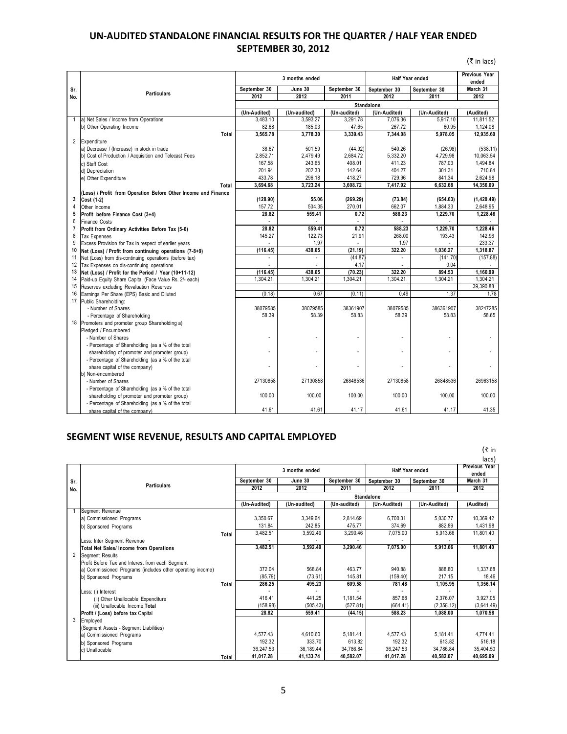# UN-AUDITED STANDALONE FINANCIAL RESULTS FOR THE QUARTER / HALF YEAR ENDED SEPTEMBER 30, 2012

(₹ in lacs)

| Sr. No. | Particulars | 3 months ended | | | Half Year ended | | Previous Year ended |
|---|---|---|---|---|---|---|---|
| | | September 30 2012 | June 30 2012 | September 30 2011 | September 30 2012 | September 30 2011 | March 31 2012 |
| | | Standalone | | | | | |
| | | (Un-Audited) | (Un-audited) | (Un-audited) | (Un-Audited) | (Un-Audited) | (Audited) |
| 1 | a) Net Sales / Income from Operations | 3,483.10 | 3,593.27 | 3,291.78 | 7,076.36 | 5,917.10 | 11,811.52 |
| | b) Other Operating Income | 82.68 | 185.03 | 47.65 | 267.72 | 60.95 | 1,124.08 |
| | **Total** | **3,565.78** | **3,778.30** | **3,339.43** | **7,344.08** | **5,978.05** | **12,935.60** |
| 2 | Expenditure | | | | | | |
| | a) Decrease / (Increase) in stock in trade | 38.67 | 501.59 | (44.92) | 540.26 | (26.98) | (538.11) |
| | b) Cost of Production / Acquisition and Telecast Fees | 2,852.71 | 2,479.49 | 2,684.72 | 5,332.20 | 4,729.98 | 10,063.54 |
| | c) Staff Cost | 167.58 | 243.65 | 408.01 | 411.23 | 787.03 | 1,494.84 |
| | d) Depreciation | 201.94 | 202.33 | 142.64 | 404.27 | 301.31 | 710.84 |
| | e) Other Expenditure | 433.78 | 296.18 | 418.27 | 729.96 | 841.34 | 2,624.98 |
| | **Total** | **3,694.68** | **3,723.24** | **3,608.72** | **7,417.92** | **6,632.68** | **14,356.09** |
| 3 | **(Loss) / Profit from Operation Before Other Income and Finance Cost (1-2)** | **(128.90)** | **55.06** | **(269.29)** | **(73.84)** | **(654.63)** | **(1,420.49)** |
| 4 | Other Income | 157.72 | 504.35 | 270.01 | 662.07 | 1,884.33 | 2,648.95 |
| 5 | **Profit before Finance Cost (3+4)** | **28.82** | **559.41** | **0.72** | **588.23** | **1,229.70** | **1,228.46** |
| 6 | Finance Costs | - | - | - | - | - | - |
| 7 | **Profit from Ordinary Activities Before Tax (5-6)** | **28.82** | **559.41** | **0.72** | **588.23** | **1,229.70** | **1,228.46** |
| 8 | Tax Expenses | 145.27 | 122.73 | 21.91 | 268.00 | 193.43 | 142.96 |
| 9 | Excess Provision for Tax in respect of earlier years | - | 1.97 | - | 1.97 | - | 233.37 |
| 10 | **Net (Loss) / Profit from continuing operations (7-8+9)** | **(116.45)** | **438.65** | **(21.19)** | **322.20** | **1,036.27** | **1,318.87** |
| 11 | Net (Loss) from dis-continuing operations (before tax) | - | - | (44.87) | - | (141.70) | (157.88) |
| 12 | Tax Expenses on dis-continuing operations | - | - | 4.17 | - | 0.04 | - |
| 13 | **Net (Loss) / Profit for the Period / Year (10+11-12)** | **(116.45)** | **438.65** | **(70.23)** | **322.20** | **894.53** | **1,160.99** |
| 14 | Paid-up Equity Share Capital (Face Value Rs. 2/- each) | 1,304.21 | 1,304.21 | 1,304.21 | 1,304.21 | 1,304.21 | 1,304.21 |
| 15 | Reserves excluding Revaluation Reserves | | | | | | 39,390.88 |
| 16 | Earnings Per Share (EPS) Basic and Diluted | (0.18) | 0.67 | (0.11) | 0.49 | 1.37 | 1.78 |
| 17 | Public Shareholding: | | | | | | |
| | - Number of Shares | 38079585 | 38079585 | 38361907 | 38079585 | 386361907 | 38247285 |
| | - Percentage of Shareholding | 58.39 | 58.39 | 58.83 | 58.39 | 58.83 | 58.65 |
| 18 | Promoters and promoter group Shareholding a) Pledged / Encumbered | | | | | | |
| | - Number of Shares | - | - | - | - | - | - |
| | - Percentage of Shareholding (as a % of the total shareholding of promoter and promoter group) | - | - | - | - | - | - |
| | - Percentage of Shareholding (as a % of the total share capital of the company) | - | - | - | - | - | - |
| | b) Non-encumbered | | | | | | |
| | - Number of Shares | 27130858 | 27130858 | 26848536 | 27130858 | 26848536 | 26963158 |
| | - Percentage of Shareholding (as a % of the total shareholding of promoter and promoter group) | 100.00 | 100.00 | 100.00 | 100.00 | 100.00 | 100.00 |
| | - Percentage of Shareholding (as a % of the total share capital of the company) | 41.61 | 41.61 | 41.17 | 41.61 | 41.17 | 41.35 |

## SEGMENT WISE REVENUE, RESULTS AND CAPITAL EMPLOYED

(₹ in lacs)

| Sr. No. | Particulars | 3 months ended | | | Half Year ended | | Previous Year ended |
|---|---|---|---|---|---|---|---|
| | | September 30 2012 | June 30 2012 | September 30 2011 | September 30 2012 | September 30 2011 | March 31 2012 |
| | | Standalone | | | | | |
| | | (Un-Audited) | (Un-audited) | (Un-audited) | (Un-Audited) | (Un-Audited) | (Audited) |
| 1 | Segment Revenue | | | | | | |
| | a) Commissioned Programs | 3,350.67 | 3,349.64 | 2,814.69 | 6,700.31 | 5,030.77 | 10,369.42 |
| | b) Sponsored Programs | 131.84 | 242.85 | 475.77 | 374.69 | 882.89 | 1,431.98 |
| | Total | 3,482.51 | 3,592.49 | 3,290.46 | 7,075.00 | 5,913.66 | 11,801.40 |
| | Less: Inter Segment Revenue | - | - | - | - | - | - |
| | **Total Net Sales/ Income from Operations** | **3,482.51** | **3,592.49** | **3,290.46** | **7,075.00** | **5,913.66** | **11,801.40** |
| 2 | Segment Results | | | | | | |
| | Profit Before Tax and Interest from each Segment | | | | | | |
| | a) Commissioned Programs (includes other operating income) | 372.04 | 568.84 | 463.77 | 940.88 | 888.80 | 1,337.68 |
| | b) Sponsored Programs | (85.79) | (73.61) | 145.81 | (159.40) | 217.15 | 18.46 |
| | **Total** | **286.25** | **495.23** | **609.58** | **781.48** | **1,105.95** | **1,356.14** |
| | Less: (i) Interest | - | - | - | - | - | - |
| | (ii) Other Unallocable Expenditure | 416.41 | 441.25 | 1,181.54 | 857.68 | 2,376.07 | 3,927.05 |
| | (iii) Unallocable Income **Total** | (158.98) | (505.43) | (527.81) | (664.41) | (2,358.12) | (3,641.49) |
| | **Profit / (Loss) before tax** Capital | **28.82** | **559.41** | **(44.15)** | **588.23** | **1,088.00** | **1,070.58** |
| 3 | Employed | | | | | | |
| | (Segment Assets - Segment Liabilities) | | | | | | |
| | a) Commissioned Programs | 4,577.43 | 4,610.60 | 5,181.41 | 4,577.43 | 5,181.41 | 4,774.41 |
| | b) Sponsored Programs | 192.32 | 333.70 | 613.82 | 192.32 | 613.82 | 516.18 |
| | c) Unallocable | 36,247.53 | 36,189.44 | 34,786.84 | 36,247.53 | 34,786.84 | 35,404.50 |
| | **Total** | **41,017.28** | **41,133.74** | **40,582.07** | **41,017.28** | **40,582.07** | **40,695.09** |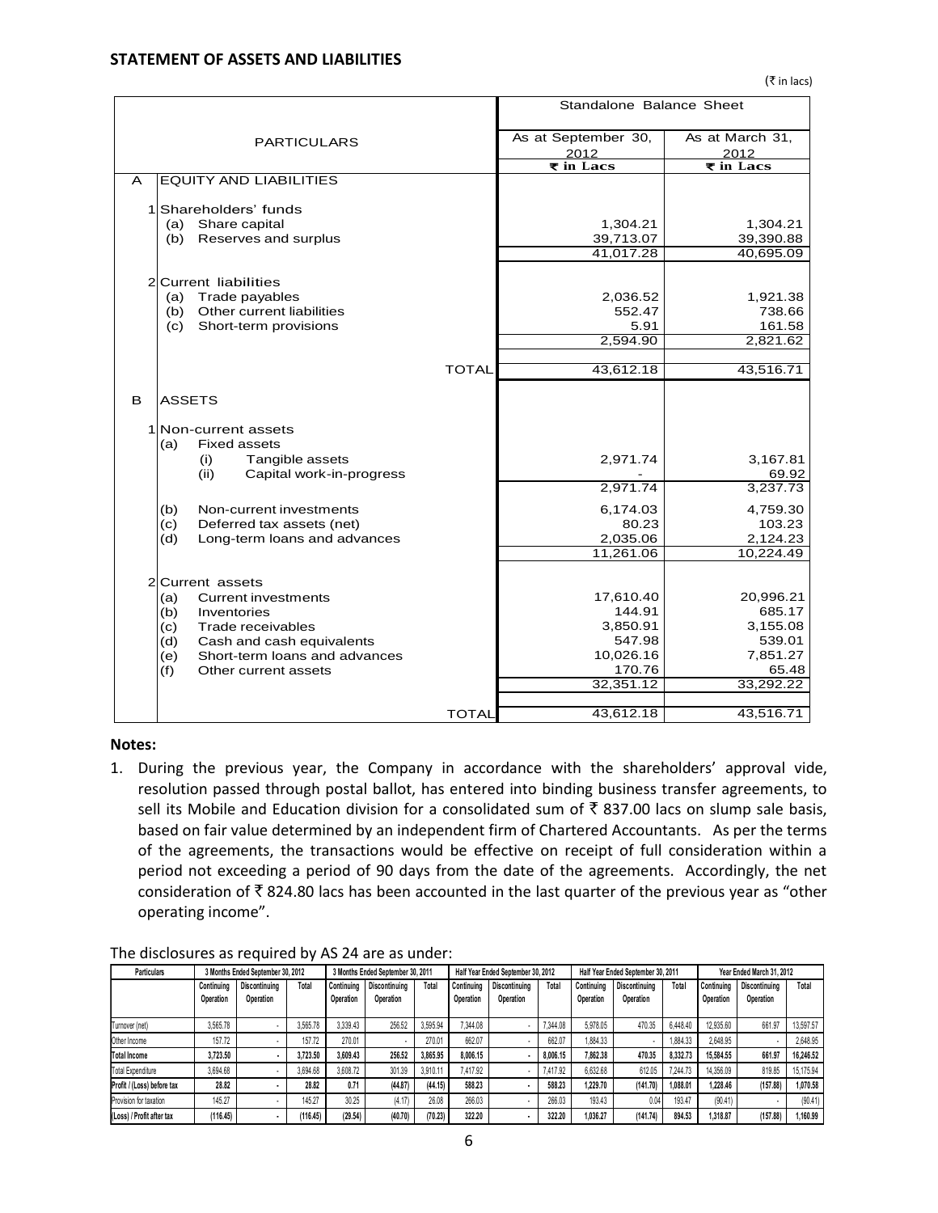## STATEMENT OF ASSETS AND LIABILITIES

(₹ in lacs)

| | | PARTICULARS | Standalone Balance Sheet | |
|---|---|---|---|---|
| | | | As at September 30, 2012 | As at March 31, 2012 |
| | | | ₹ in Lacs | ₹ in Lacs |
| A | | EQUITY AND LIABILITIES | | |
| | 1 | Shareholders' funds | | |
| | | (a) Share capital | 1,304.21 | 1,304.21 |
| | | (b) Reserves and surplus | 39,713.07 | 39,390.88 |
| | | | 41,017.28 | 40,695.09 |
| | 2 | Current liabilities | | |
| | | (a) Trade payables | 2,036.52 | 1,921.38 |
| | | (b) Other current liabilities | 552.47 | 738.66 |
| | | (c) Short-term provisions | 5.91 | 161.58 |
| | | | 2,594.90 | 2,821.62 |
| | | TOTAL | 43,612.18 | 43,516.71 |
| B | | ASSETS | | |
| | 1 | Non-current assets | | |
| | | (a) Fixed assets | | |
| | | (i) Tangible assets | 2,971.74 | 3,167.81 |
| | | (ii) Capital work-in-progress | - | 69.92 |
| | | | 2,971.74 | 3,237.73 |
| | | (b) Non-current investments | 6,174.03 | 4,759.30 |
| | | (c) Deferred tax assets (net) | 80.23 | 103.23 |
| | | (d) Long-term loans and advances | 2,035.06 | 2,124.23 |
| | | | 11,261.06 | 10,224.49 |
| | 2 | Current assets | | |
| | | (a) Current investments | 17,610.40 | 20,996.21 |
| | | (b) Inventories | 144.91 | 685.17 |
| | | (c) Trade receivables | 3,850.91 | 3,155.08 |
| | | (d) Cash and cash equivalents | 547.98 | 539.01 |
| | | (e) Short-term loans and advances | 10,026.16 | 7,851.27 |
| | | (f) Other current assets | 170.76 | 65.48 |
| | | | 32,351.12 | 33,292.22 |
| | | TOTAL | 43,612.18 | 43,516.71 |

**Notes:**

1. During the previous year, the Company in accordance with the shareholders' approval vide, resolution passed through postal ballot, has entered into binding business transfer agreements, to sell its Mobile and Education division for a consolidated sum of ₹ 837.00 lacs on slump sale basis, based on fair value determined by an independent firm of Chartered Accountants. As per the terms of the agreements, the transactions would be effective on receipt of full consideration within a period not exceeding a period of 90 days from the date of the agreements. Accordingly, the net consideration of ₹ 824.80 lacs has been accounted in the last quarter of the previous year as "other operating income".

The disclosures as required by AS 24 are as under:

| Particulars | 3 Months Ended September 30, 2012 | | | 3 Months Ended September 30, 2011 | | | Half Year Ended September 30, 2012 | | | Half Year Ended September 30, 2011 | | | Year Ended March 31, 2012 | | |
|---|---|---|---|---|---|---|---|---|---|---|---|---|---|---|---|
| | Continuing Operation | Discontinuing Operation | Total | Continuing Operation | Discontinuing Operation | Total | Continuing Operation | Discontinuing Operation | Total | Continuing Operation | Discontinuing Operation | Total | Continuing Operation | Discontinuing Operation | Total |
| Turnover (net) | 3,565.78 | - | 3,565.78 | 3,339.43 | 256.52 | 3,595.94 | 7,344.08 | - | 7,344.08 | 5,978.05 | 470.35 | 6,448.40 | 12,935.60 | 661.97 | 13,597.57 |
| Other Income | 157.72 | - | 157.72 | 270.01 | - | 270.01 | 662.07 | - | 662.07 | 1,884.33 | - | 1,884.33 | 2,648.95 | - | 2,648.95 |
| **Total Income** | **3,723.50** | **-** | **3,723.50** | **3,609.43** | **256.52** | **3,865.95** | **8,006.15** | **-** | **8,006.15** | **7,862.38** | **470.35** | **8,332.73** | **15,584.55** | **661.97** | **16,246.52** |
| Total Expenditure | 3,694.68 | - | 3,694.68 | 3,608.72 | 301.39 | 3,910.11 | 7,417.92 | - | 7,417.92 | 6,632.68 | 612.05 | 7,244.73 | 14,356.09 | 819.85 | 15,175.94 |
| **Profit / (Loss) before tax** | **28.82** | **-** | **28.82** | **0.71** | **(44.87)** | **(44.15)** | **588.23** | **-** | **588.23** | **1,229.70** | **(141.70)** | **1,088.01** | **1,228.46** | **(157.88)** | **1,070.58** |
| Provision for taxation | 145.27 | - | 145.27 | 30.25 | (4.17) | 26.08 | 266.03 | - | 266.03 | 193.43 | 0.04 | 193.47 | (90.41) | - | (90.41) |
| **(Loss) / Profit after tax** | **(116.45)** | **-** | **(116.45)** | **(29.54)** | **(40.70)** | **(70.23)** | **322.20** | **-** | **322.20** | **1,036.27** | **(141.74)** | **894.53** | **1,318.87** | **(157.88)** | **1,160.99** |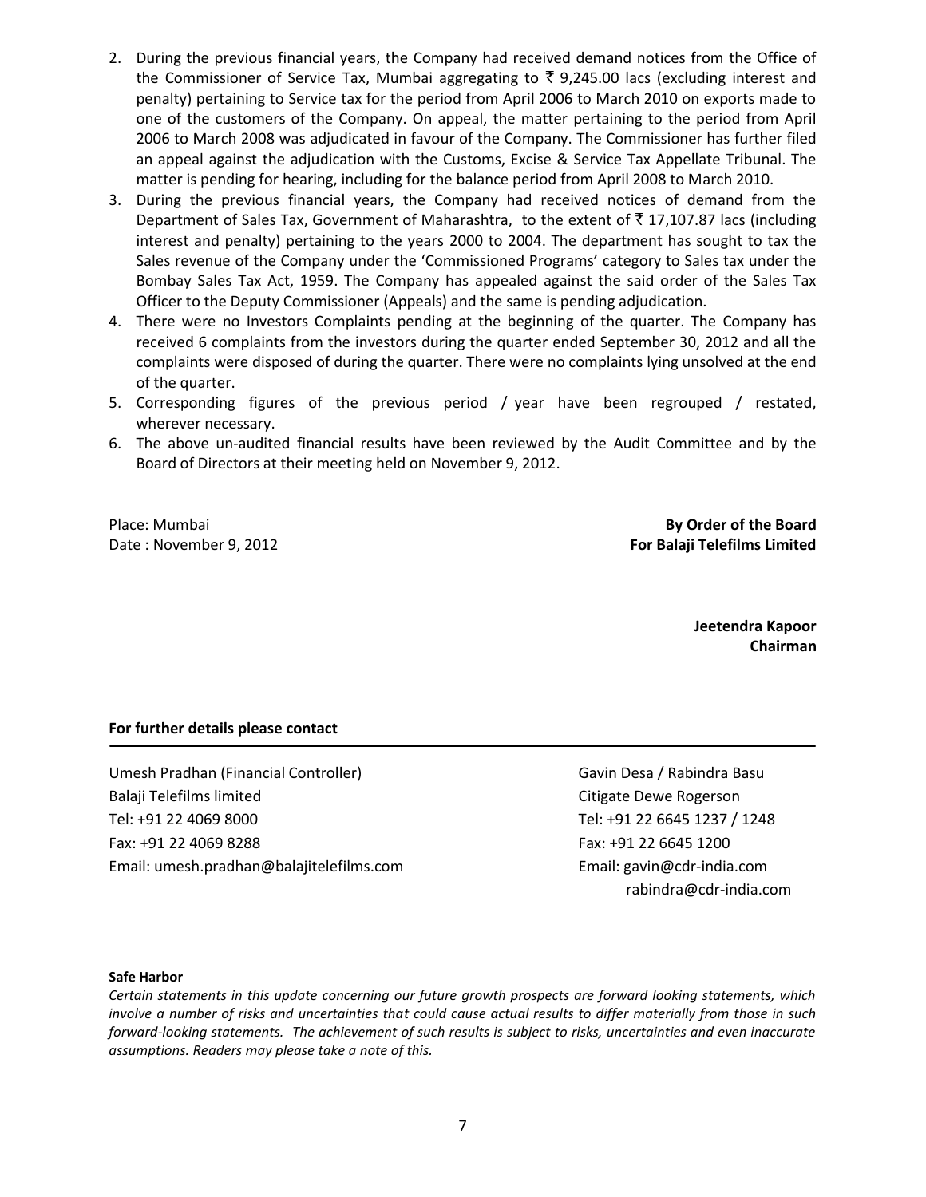2. During the previous financial years, the Company had received demand notices from the Office of the Commissioner of Service Tax, Mumbai aggregating to ₹ 9,245.00 lacs (excluding interest and penalty) pertaining to Service tax for the period from April 2006 to March 2010 on exports made to one of the customers of the Company. On appeal, the matter pertaining to the period from April 2006 to March 2008 was adjudicated in favour of the Company. The Commissioner has further filed an appeal against the adjudication with the Customs, Excise & Service Tax Appellate Tribunal. The matter is pending for hearing, including for the balance period from April 2008 to March 2010.
3. During the previous financial years, the Company had received notices of demand from the Department of Sales Tax, Government of Maharashtra, to the extent of ₹ 17,107.87 lacs (including interest and penalty) pertaining to the years 2000 to 2004. The department has sought to tax the Sales revenue of the Company under the 'Commissioned Programs' category to Sales tax under the Bombay Sales Tax Act, 1959. The Company has appealed against the said order of the Sales Tax Officer to the Deputy Commissioner (Appeals) and the same is pending adjudication.
4. There were no Investors Complaints pending at the beginning of the quarter. The Company has received 6 complaints from the investors during the quarter ended September 30, 2012 and all the complaints were disposed of during the quarter. There were no complaints lying unsolved at the end of the quarter.
5. Corresponding figures of the previous period / year have been regrouped / restated, wherever necessary.
6. The above un-audited financial results have been reviewed by the Audit Committee and by the Board of Directors at their meeting held on November 9, 2012.

Place: Mumbai
Date : November 9, 2012

**By Order of the Board**
**For Balaji Telefilms Limited**

**Jeetendra Kapoor**
**Chairman**

**For further details please contact**

Umesh Pradhan (Financial Controller)
Balaji Telefilms limited
Tel: +91 22 4069 8000
Fax: +91 22 4069 8288
Email: umesh.pradhan@balajitelefilms.com

Gavin Desa / Rabindra Basu
Citigate Dewe Rogerson
Tel: +91 22 6645 1237 / 1248
Fax: +91 22 6645 1200
Email: gavin@cdr-india.com
rabindra@cdr-india.com

**Safe Harbor**

*Certain statements in this update concerning our future growth prospects are forward looking statements, which involve a number of risks and uncertainties that could cause actual results to differ materially from those in such forward-looking statements. The achievement of such results is subject to risks, uncertainties and even inaccurate assumptions. Readers may please take a note of this.*